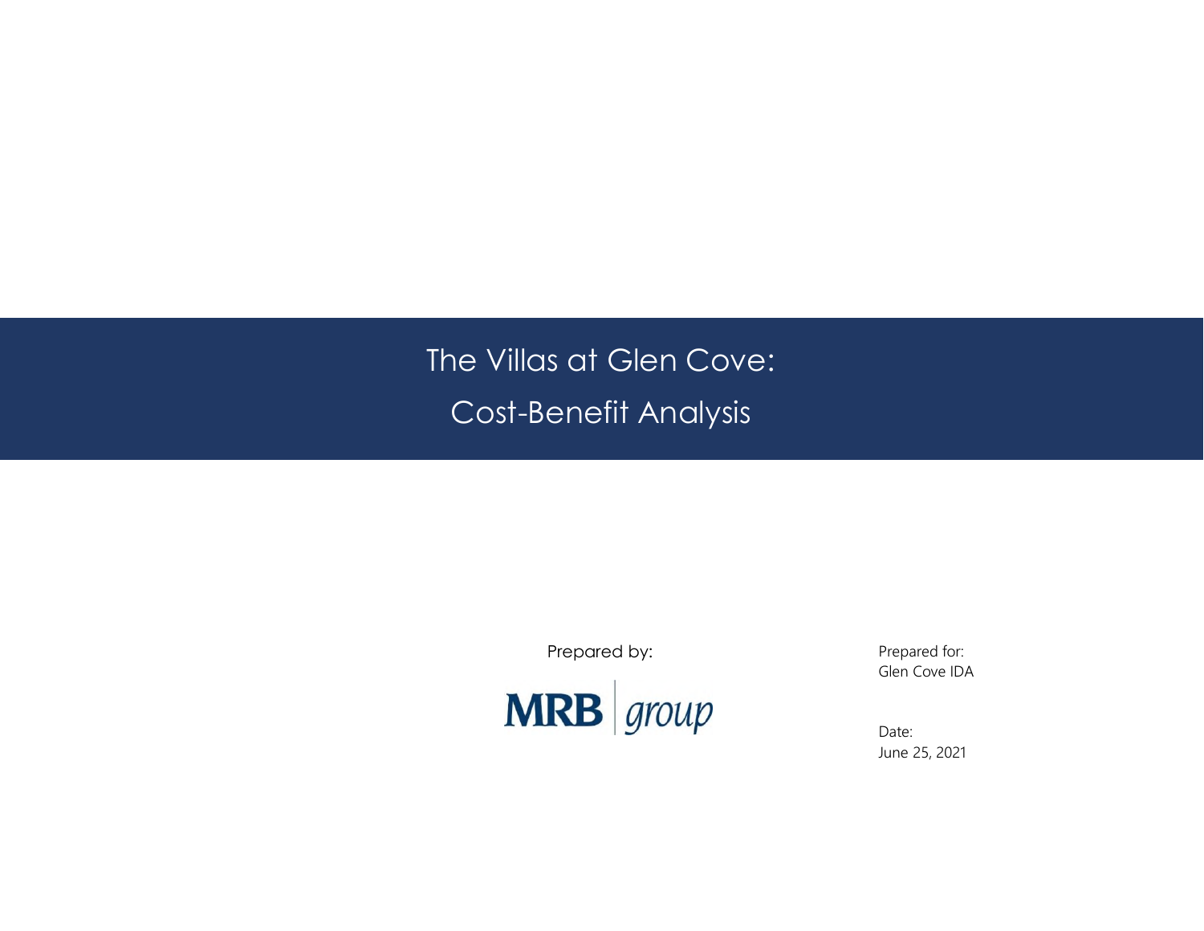# The Villas at Glen Cove: Cost-Benefit Analysis

Prepared by:

MRB group

Prepared for:
Glen Cove IDA

Date:
June 25, 2021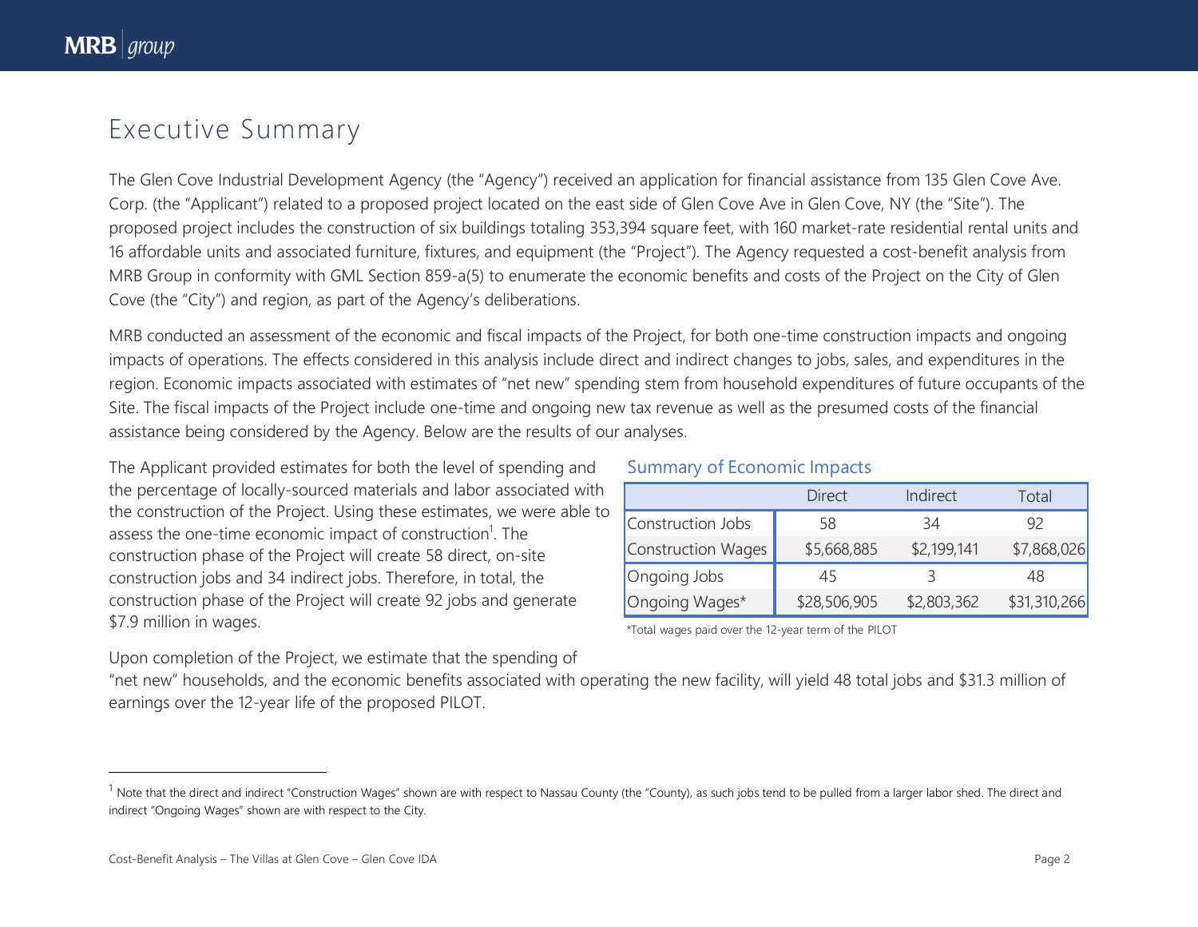# Executive Summary

The Glen Cove Industrial Development Agency (the "Agency") received an application for financial assistance from 135 Glen Cove Ave. Corp. (the "Applicant") related to a proposed project located on the east side of Glen Cove Ave in Glen Cove, NY (the "Site"). The proposed project includes the construction of six buildings totaling 353,394 square feet, with 160 market-rate residential rental units and 16 affordable units and associated furniture, fixtures, and equipment (the "Project"). The Agency requested a cost-benefit analysis from MRB Group in conformity with GML Section 859-a(5) to enumerate the economic benefits and costs of the Project on the City of Glen Cove (the "City") and region, as part of the Agency's deliberations.

MRB conducted an assessment of the economic and fiscal impacts of the Project, for both one-time construction impacts and ongoing impacts of operations. The effects considered in this analysis include direct and indirect changes to jobs, sales, and expenditures in the region. Economic impacts associated with estimates of "net new" spending stem from household expenditures of future occupants of the Site. The fiscal impacts of the Project include one-time and ongoing new tax revenue as well as the presumed costs of the financial assistance being considered by the Agency. Below are the results of our analyses.

The Applicant provided estimates for both the level of spending and the percentage of locally-sourced materials and labor associated with the construction of the Project. Using these estimates, we were able to assess the one-time economic impact of construction[1]. The construction phase of the Project will create 58 direct, on-site construction jobs and 34 indirect jobs. Therefore, in total, the construction phase of the Project will create 92 jobs and generate $7.9 million in wages.

### Summary of Economic Impacts

| | Direct | Indirect | Total |
|---|---|---|---|
| Construction Jobs | 58 | 34 | 92 |
| Construction Wages | $5,668,885 | $2,199,141 | $7,868,026 |
| Ongoing Jobs | 45 | 3 | 48 |
| Ongoing Wages* | $28,506,905 | $2,803,362 | $31,310,266 |

*Total wages paid over the 12-year term of the PILOT

Upon completion of the Project, we estimate that the spending of "net new" households, and the economic benefits associated with operating the new facility, will yield 48 total jobs and $31.3 million of earnings over the 12-year life of the proposed PILOT.

[1] Note that the direct and indirect "Construction Wages" shown are with respect to Nassau County (the "County), as such jobs tend to be pulled from a larger labor shed. The direct and indirect "Ongoing Wages" shown are with respect to the City.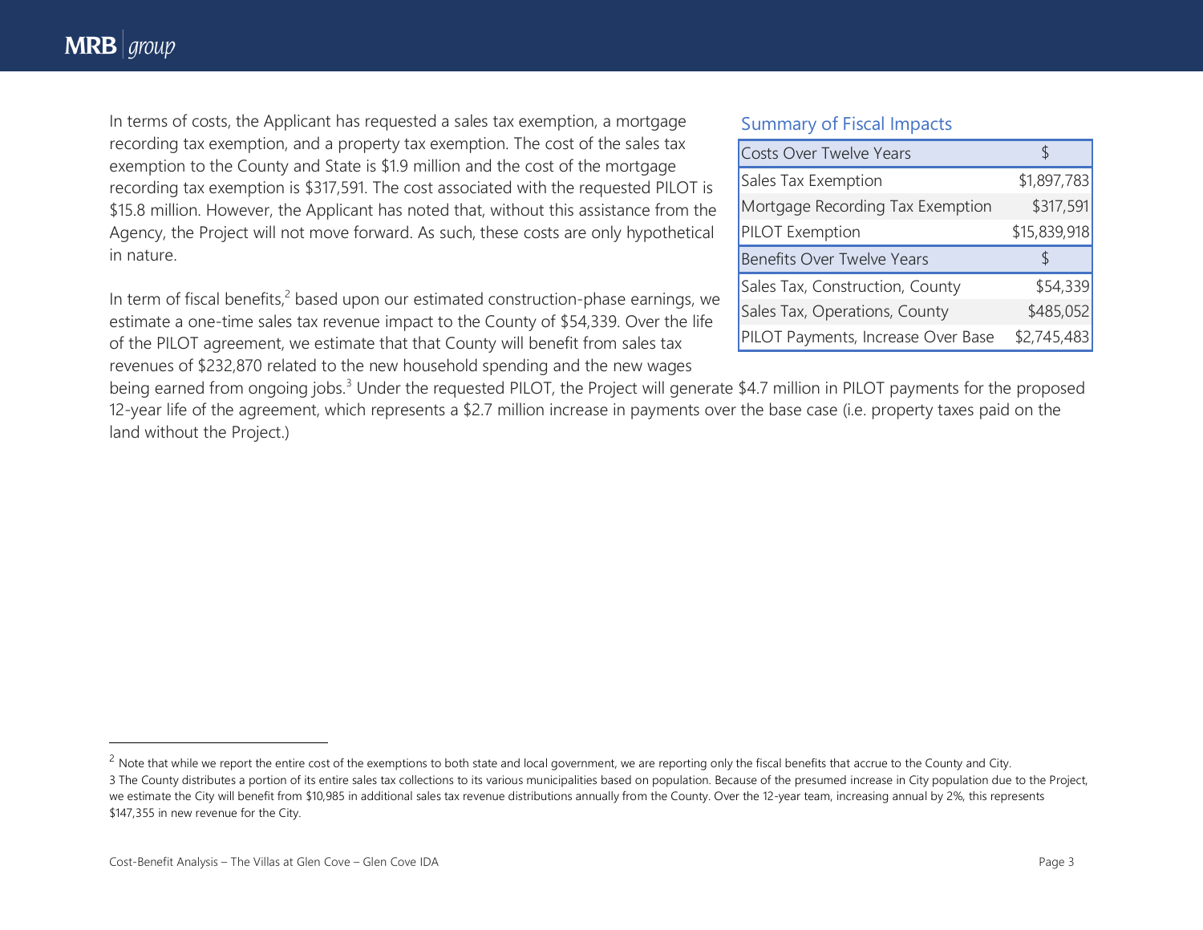In terms of costs, the Applicant has requested a sales tax exemption, a mortgage recording tax exemption, and a property tax exemption. The cost of the sales tax exemption to the County and State is $1.9 million and the cost of the mortgage recording tax exemption is $317,591. The cost associated with the requested PILOT is $15.8 million. However, the Applicant has noted that, without this assistance from the Agency, the Project will not move forward. As such, these costs are only hypothetical in nature.

**Summary of Fiscal Impacts**

| Costs Over Twelve Years | $ |
|---|---|
| Sales Tax Exemption | $1,897,783 |
| Mortgage Recording Tax Exemption | $317,591 |
| PILOT Exemption | $15,839,918 |
| **Benefits Over Twelve Years** | **$** |
| Sales Tax, Construction, County | $54,339 |
| Sales Tax, Operations, County | $485,052 |
| PILOT Payments, Increase Over Base | $2,745,483 |

In term of fiscal benefits,[2] based upon our estimated construction-phase earnings, we estimate a one-time sales tax revenue impact to the County of $54,339. Over the life of the PILOT agreement, we estimate that that County will benefit from sales tax revenues of $232,870 related to the new household spending and the new wages being earned from ongoing jobs.[3] Under the requested PILOT, the Project will generate $4.7 million in PILOT payments for the proposed 12-year life of the agreement, which represents a $2.7 million increase in payments over the base case (i.e. property taxes paid on the land without the Project.)

---

[2] Note that while we report the entire cost of the exemptions to both state and local government, we are reporting only the fiscal benefits that accrue to the County and City.

[3] The County distributes a portion of its entire sales tax collections to its various municipalities based on population. Because of the presumed increase in City population due to the Project, we estimate the City will benefit from $10,985 in additional sales tax revenue distributions annually from the County. Over the 12-year team, increasing annual by 2%, this represents $147,355 in new revenue for the City.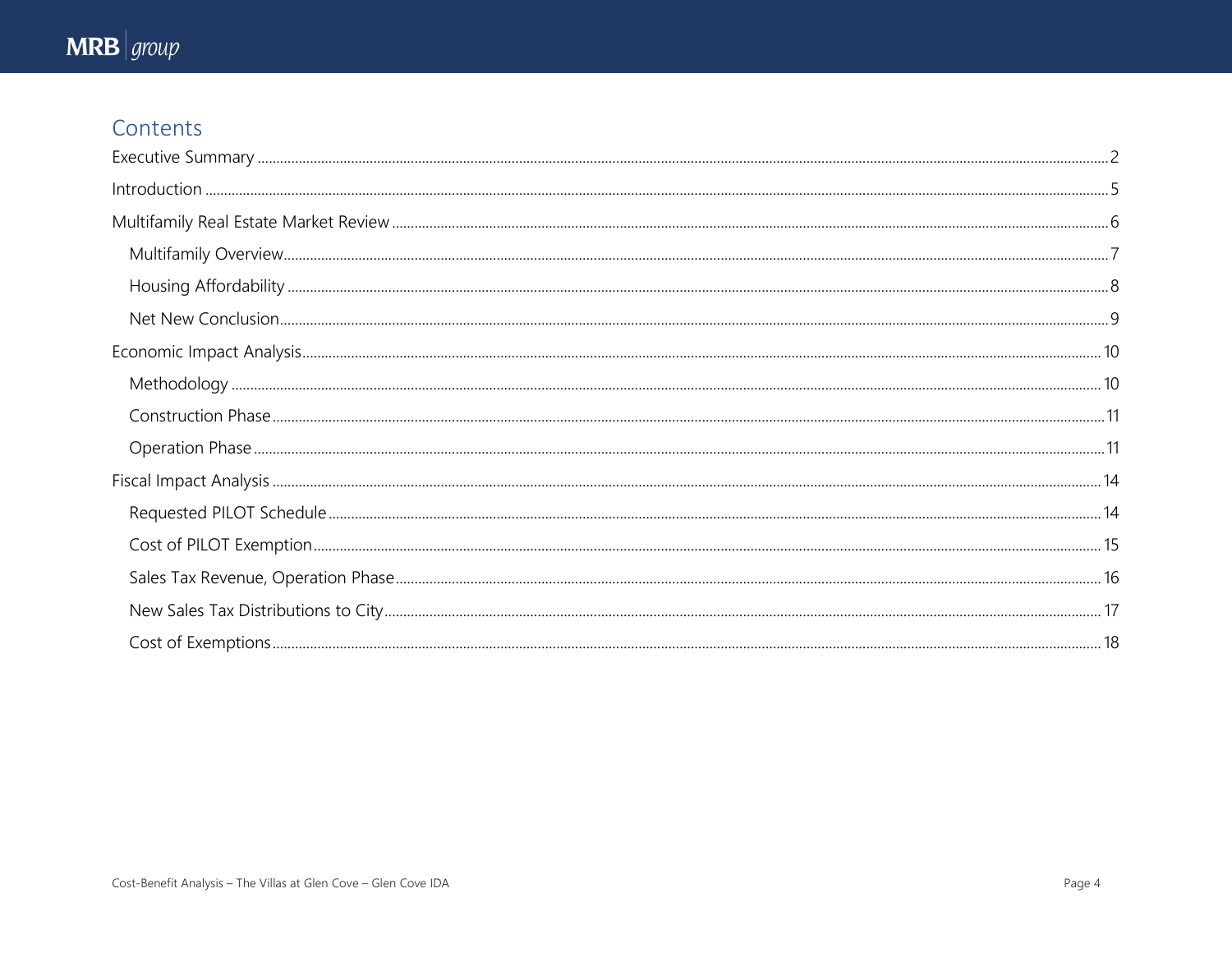## Contents

- Executive Summary ... 2
- Introduction ... 5
- Multifamily Real Estate Market Review ... 6
  - Multifamily Overview ... 7
  - Housing Affordability ... 8
  - Net New Conclusion ... 9
- Economic Impact Analysis ... 10
  - Methodology ... 10
  - Construction Phase ... 11
  - Operation Phase ... 11
- Fiscal Impact Analysis ... 14
  - Requested PILOT Schedule ... 14
  - Cost of PILOT Exemption ... 15
  - Sales Tax Revenue, Operation Phase ... 16
  - New Sales Tax Distributions to City ... 17
  - Cost of Exemptions ... 18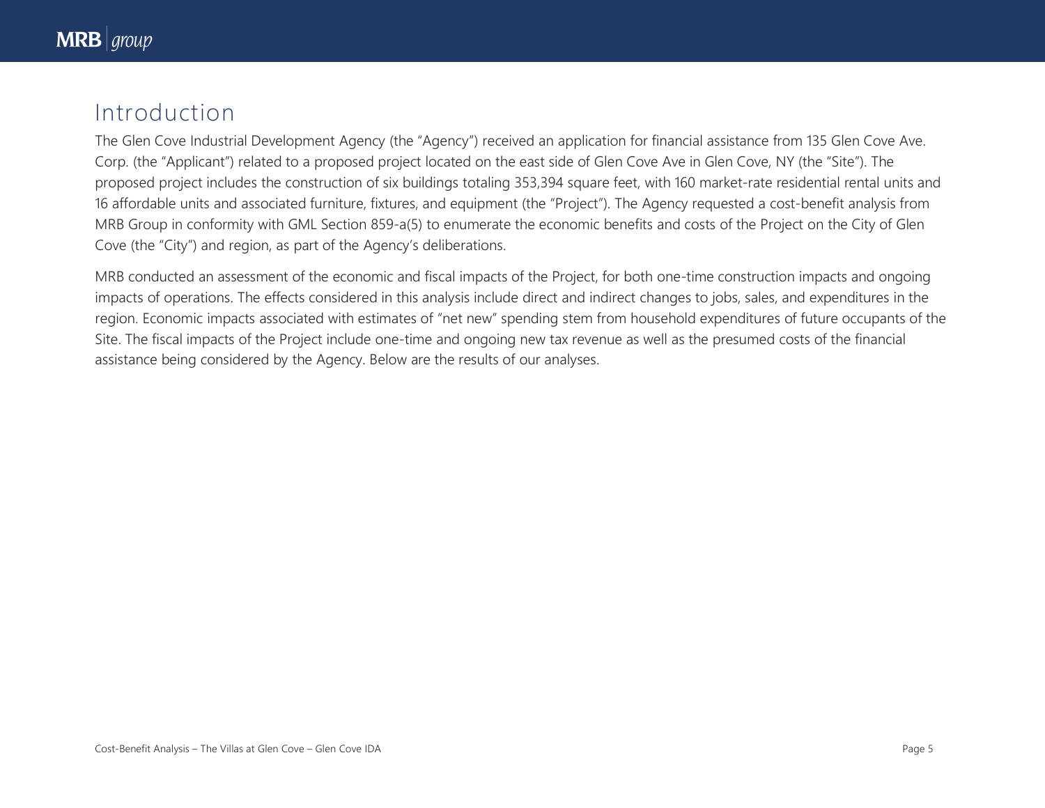# Introduction

The Glen Cove Industrial Development Agency (the "Agency") received an application for financial assistance from 135 Glen Cove Ave. Corp. (the "Applicant") related to a proposed project located on the east side of Glen Cove Ave in Glen Cove, NY (the "Site"). The proposed project includes the construction of six buildings totaling 353,394 square feet, with 160 market-rate residential rental units and 16 affordable units and associated furniture, fixtures, and equipment (the "Project"). The Agency requested a cost-benefit analysis from MRB Group in conformity with GML Section 859-a(5) to enumerate the economic benefits and costs of the Project on the City of Glen Cove (the "City") and region, as part of the Agency's deliberations.

MRB conducted an assessment of the economic and fiscal impacts of the Project, for both one-time construction impacts and ongoing impacts of operations. The effects considered in this analysis include direct and indirect changes to jobs, sales, and expenditures in the region. Economic impacts associated with estimates of "net new" spending stem from household expenditures of future occupants of the Site. The fiscal impacts of the Project include one-time and ongoing new tax revenue as well as the presumed costs of the financial assistance being considered by the Agency. Below are the results of our analyses.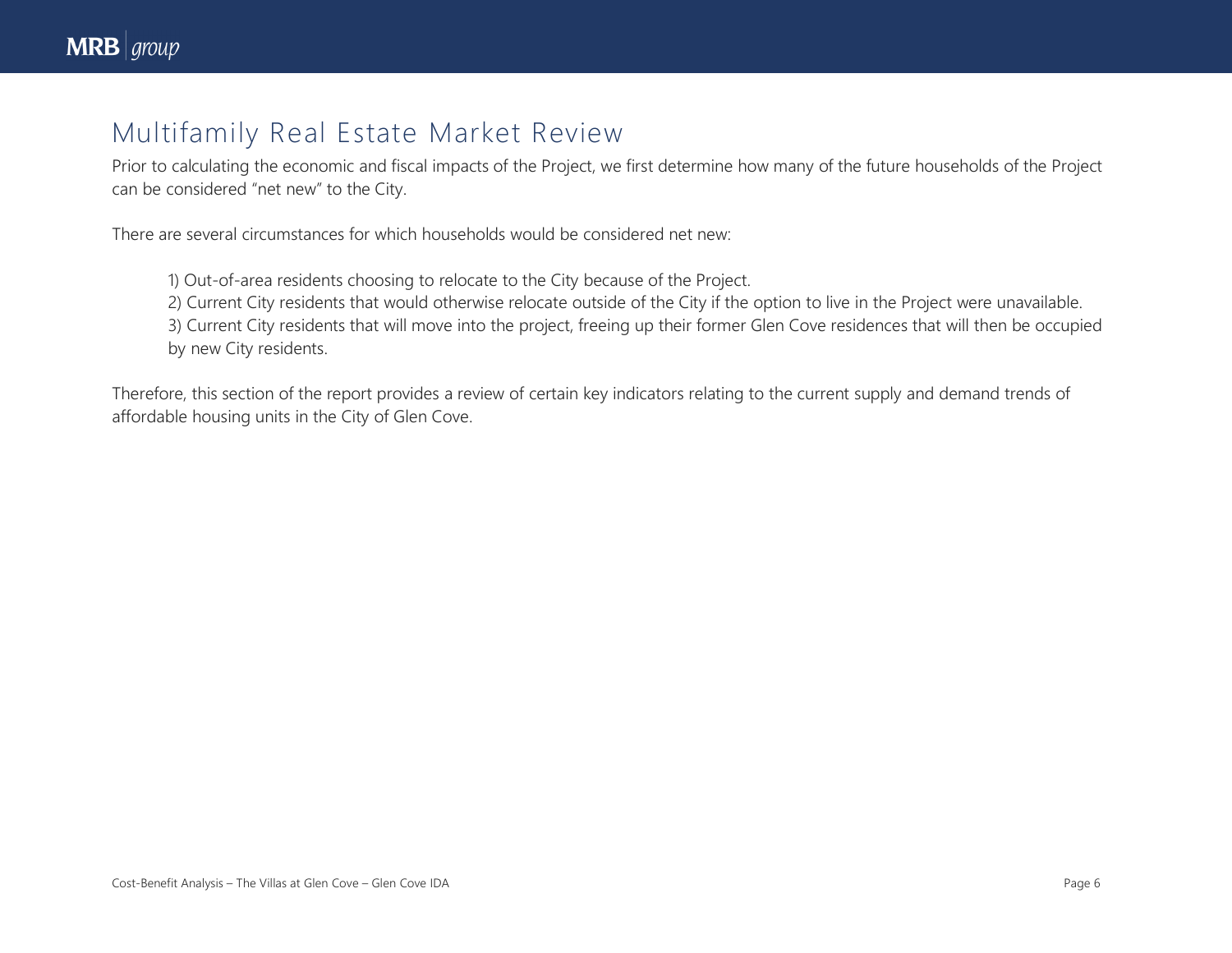## Multifamily Real Estate Market Review

Prior to calculating the economic and fiscal impacts of the Project, we first determine how many of the future households of the Project can be considered "net new" to the City.

There are several circumstances for which households would be considered net new:

1) Out-of-area residents choosing to relocate to the City because of the Project.
2) Current City residents that would otherwise relocate outside of the City if the option to live in the Project were unavailable.
3) Current City residents that will move into the project, freeing up their former Glen Cove residences that will then be occupied by new City residents.

Therefore, this section of the report provides a review of certain key indicators relating to the current supply and demand trends of affordable housing units in the City of Glen Cove.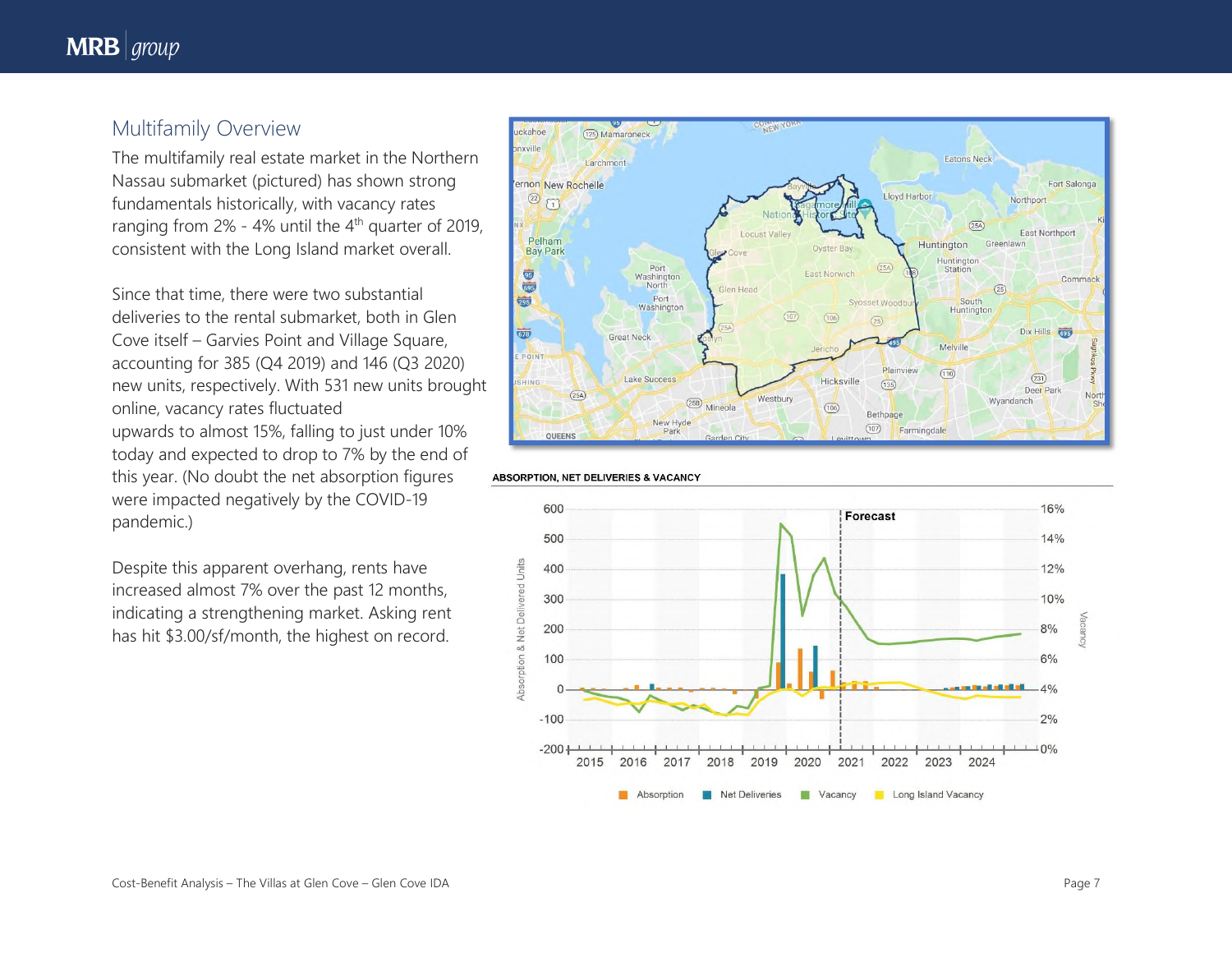## Multifamily Overview

The multifamily real estate market in the Northern Nassau submarket (pictured) has shown strong fundamentals historically, with vacancy rates ranging from 2% - 4% until the 4th quarter of 2019, consistent with the Long Island market overall.

Since that time, there were two substantial deliveries to the rental submarket, both in Glen Cove itself – Garvies Point and Village Square, accounting for 385 (Q4 2019) and 146 (Q3 2020) new units, respectively. With 531 new units brought online, vacancy rates fluctuated upwards to almost 15%, falling to just under 10% today and expected to drop to 7% by the end of this year. (No doubt the net absorption figures were impacted negatively by the COVID-19 pandemic.)

Despite this apparent overhang, rents have increased almost 7% over the past 12 months, indicating a strengthening market. Asking rent has hit $3.00/sf/month, the highest on record.

**ABSORPTION, NET DELIVERIES & VACANCY**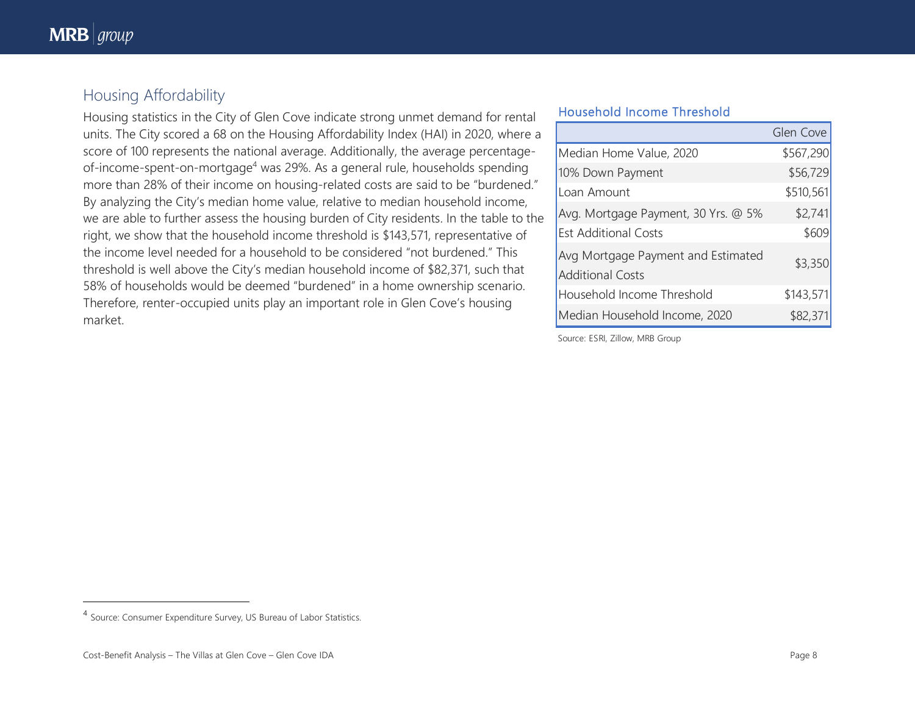## Housing Affordability

Housing statistics in the City of Glen Cove indicate strong unmet demand for rental units. The City scored a 68 on the Housing Affordability Index (HAI) in 2020, where a score of 100 represents the national average. Additionally, the average percentage-of-income-spent-on-mortgage[4] was 29%. As a general rule, households spending more than 28% of their income on housing-related costs are said to be "burdened." By analyzing the City's median home value, relative to median household income, we are able to further assess the housing burden of City residents. In the table to the right, we show that the household income threshold is $143,571, representative of the income level needed for a household to be considered "not burdened." This threshold is well above the City's median household income of $82,371, such that 58% of households would be deemed "burdened" in a home ownership scenario. Therefore, renter-occupied units play an important role in Glen Cove's housing market.

### Household Income Threshold

| | Glen Cove |
|---|---|
| Median Home Value, 2020 | $567,290 |
| 10% Down Payment | $56,729 |
| Loan Amount | $510,561 |
| Avg. Mortgage Payment, 30 Yrs. @ 5% | $2,741 |
| Est Additional Costs | $609 |
| Avg Mortgage Payment and Estimated Additional Costs | $3,350 |
| Household Income Threshold | $143,571 |
| Median Household Income, 2020 | $82,371 |

Source: ESRI, Zillow, MRB Group

[4] Source: Consumer Expenditure Survey, US Bureau of Labor Statistics.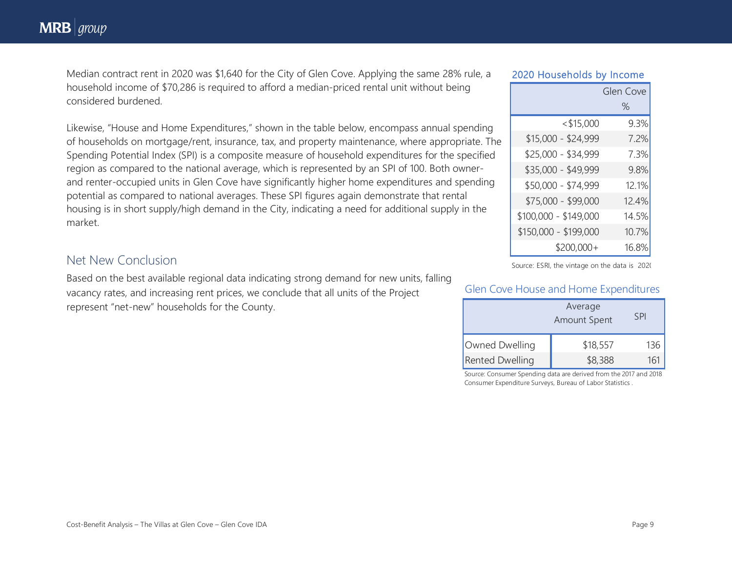Median contract rent in 2020 was $1,640 for the City of Glen Cove. Applying the same 28% rule, a household income of $70,286 is required to afford a median-priced rental unit without being considered burdened.

Likewise, "House and Home Expenditures," shown in the table below, encompass annual spending of households on mortgage/rent, insurance, tax, and property maintenance, where appropriate. The Spending Potential Index (SPI) is a composite measure of household expenditures for the specified region as compared to the national average, which is represented by an SPI of 100. Both owner- and renter-occupied units in Glen Cove have significantly higher home expenditures and spending potential as compared to national averages. These SPI figures again demonstrate that rental housing is in short supply/high demand in the City, indicating a need for additional supply in the market.

## Net New Conclusion

Based on the best available regional data indicating strong demand for new units, falling vacancy rates, and increasing rent prices, we conclude that all units of the Project represent "net-new" households for the County.

**2020 Households by Income**

| | Glen Cove % |
|---|---|
| <$15,000 | 9.3% |
| $15,000 - $24,999 | 7.2% |
| $25,000 - $34,999 | 7.3% |
| $35,000 - $49,999 | 9.8% |
| $50,000 - $74,999 | 12.1% |
| $75,000 - $99,000 | 12.4% |
| $100,000 - $149,000 | 14.5% |
| $150,000 - $199,000 | 10.7% |
| $200,000+ | 16.8% |

Source: ESRI, the vintage on the data is 2020

**Glen Cove House and Home Expenditures**

| | Average Amount Spent | SPI |
|---|---|---|
| Owned Dwelling | $18,557 | 136 |
| Rented Dwelling | $8,388 | 161 |

Source: Consumer Spending data are derived from the 2017 and 2018 Consumer Expenditure Surveys, Bureau of Labor Statistics .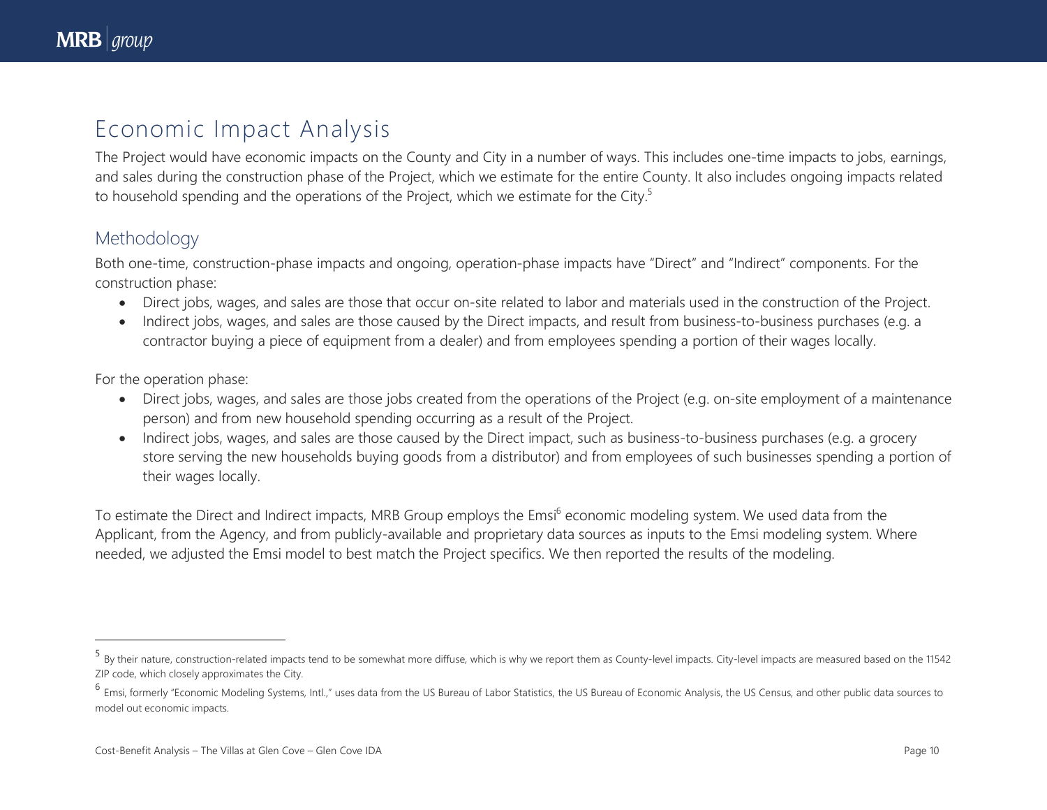# Economic Impact Analysis

The Project would have economic impacts on the County and City in a number of ways. This includes one-time impacts to jobs, earnings, and sales during the construction phase of the Project, which we estimate for the entire County. It also includes ongoing impacts related to household spending and the operations of the Project, which we estimate for the City.[5]

## Methodology

Both one-time, construction-phase impacts and ongoing, operation-phase impacts have "Direct" and "Indirect" components. For the construction phase:

- Direct jobs, wages, and sales are those that occur on-site related to labor and materials used in the construction of the Project.
- Indirect jobs, wages, and sales are those caused by the Direct impacts, and result from business-to-business purchases (e.g. a contractor buying a piece of equipment from a dealer) and from employees spending a portion of their wages locally.

For the operation phase:

- Direct jobs, wages, and sales are those jobs created from the operations of the Project (e.g. on-site employment of a maintenance person) and from new household spending occurring as a result of the Project.
- Indirect jobs, wages, and sales are those caused by the Direct impact, such as business-to-business purchases (e.g. a grocery store serving the new households buying goods from a distributor) and from employees of such businesses spending a portion of their wages locally.

To estimate the Direct and Indirect impacts, MRB Group employs the Emsi[6] economic modeling system. We used data from the Applicant, from the Agency, and from publicly-available and proprietary data sources as inputs to the Emsi modeling system. Where needed, we adjusted the Emsi model to best match the Project specifics. We then reported the results of the modeling.

---

[5] By their nature, construction-related impacts tend to be somewhat more diffuse, which is why we report them as County-level impacts. City-level impacts are measured based on the 11542 ZIP code, which closely approximates the City.

[6] Emsi, formerly "Economic Modeling Systems, Intl.," uses data from the US Bureau of Labor Statistics, the US Bureau of Economic Analysis, the US Census, and other public data sources to model out economic impacts.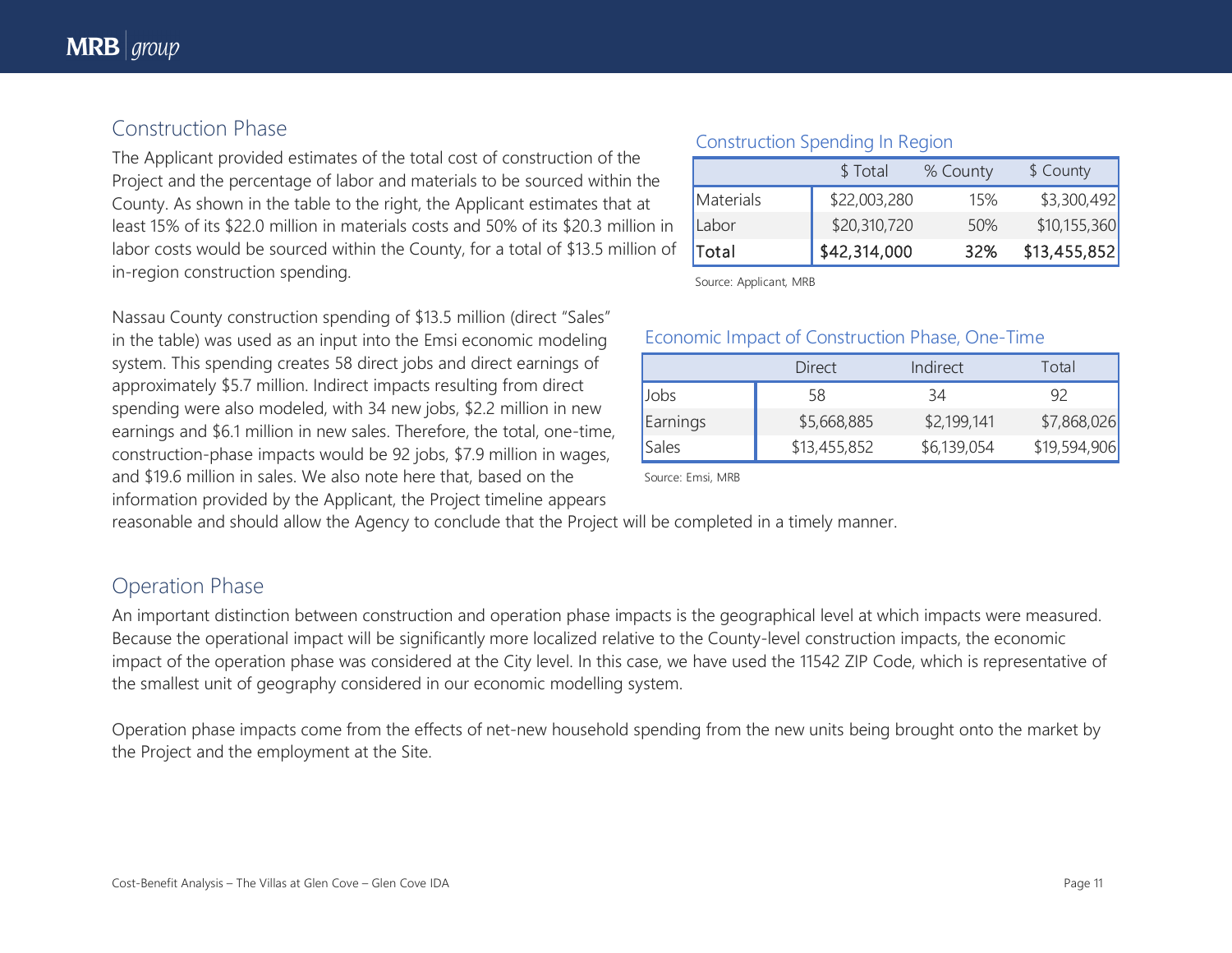## Construction Phase

The Applicant provided estimates of the total cost of construction of the Project and the percentage of labor and materials to be sourced within the County. As shown in the table to the right, the Applicant estimates that at least 15% of its $22.0 million in materials costs and 50% of its $20.3 million in labor costs would be sourced within the County, for a total of $13.5 million of in-region construction spending.

### Construction Spending In Region

| | $ Total | % County | $ County |
|---|---|---|---|
| Materials | $22,003,280 | 15% | $3,300,492 |
| Labor | $20,310,720 | 50% | $10,155,360 |
| **Total** | **$42,314,000** | **32%** | **$13,455,852** |

Source: Applicant, MRB

Nassau County construction spending of $13.5 million (direct "Sales" in the table) was used as an input into the Emsi economic modeling system. This spending creates 58 direct jobs and direct earnings of approximately $5.7 million. Indirect impacts resulting from direct spending were also modeled, with 34 new jobs, $2.2 million in new earnings and $6.1 million in new sales. Therefore, the total, one-time, construction-phase impacts would be 92 jobs, $7.9 million in wages, and $19.6 million in sales. We also note here that, based on the information provided by the Applicant, the Project timeline appears reasonable and should allow the Agency to conclude that the Project will be completed in a timely manner.

### Economic Impact of Construction Phase, One-Time

| | Direct | Indirect | Total |
|---|---|---|---|
| Jobs | 58 | 34 | 92 |
| Earnings | $5,668,885 | $2,199,141 | $7,868,026 |
| Sales | $13,455,852 | $6,139,054 | $19,594,906 |

Source: Emsi, MRB

## Operation Phase

An important distinction between construction and operation phase impacts is the geographical level at which impacts were measured. Because the operational impact will be significantly more localized relative to the County-level construction impacts, the economic impact of the operation phase was considered at the City level. In this case, we have used the 11542 ZIP Code, which is representative of the smallest unit of geography considered in our economic modelling system.

Operation phase impacts come from the effects of net-new household spending from the new units being brought onto the market by the Project and the employment at the Site.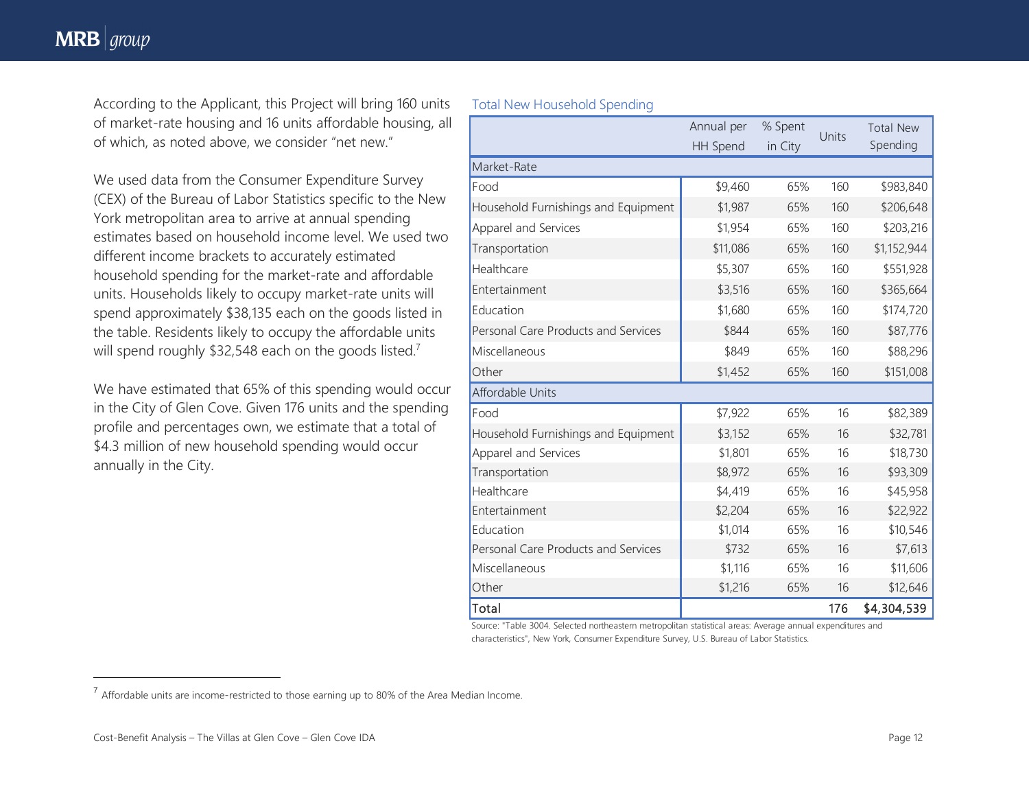According to the Applicant, this Project will bring 160 units of market-rate housing and 16 units affordable housing, all of which, as noted above, we consider "net new."

We used data from the Consumer Expenditure Survey (CEX) of the Bureau of Labor Statistics specific to the New York metropolitan area to arrive at annual spending estimates based on household income level. We used two different income brackets to accurately estimated household spending for the market-rate and affordable units. Households likely to occupy market-rate units will spend approximately $38,135 each on the goods listed in the table. Residents likely to occupy the affordable units will spend roughly $32,548 each on the goods listed.[7]

We have estimated that 65% of this spending would occur in the City of Glen Cove. Given 176 units and the spending profile and percentages own, we estimate that a total of $4.3 million of new household spending would occur annually in the City.

Total New Household Spending

| | Annual per HH Spend | % Spent in City | Units | Total New Spending |
|---|---|---|---|---|
| **Market-Rate** | | | | |
| Food | $9,460 | 65% | 160 | $983,840 |
| Household Furnishings and Equipment | $1,987 | 65% | 160 | $206,648 |
| Apparel and Services | $1,954 | 65% | 160 | $203,216 |
| Transportation | $11,086 | 65% | 160 | $1,152,944 |
| Healthcare | $5,307 | 65% | 160 | $551,928 |
| Entertainment | $3,516 | 65% | 160 | $365,664 |
| Education | $1,680 | 65% | 160 | $174,720 |
| Personal Care Products and Services | $844 | 65% | 160 | $87,776 |
| Miscellaneous | $849 | 65% | 160 | $88,296 |
| Other | $1,452 | 65% | 160 | $151,008 |
| **Affordable Units** | | | | |
| Food | $7,922 | 65% | 16 | $82,389 |
| Household Furnishings and Equipment | $3,152 | 65% | 16 | $32,781 |
| Apparel and Services | $1,801 | 65% | 16 | $18,730 |
| Transportation | $8,972 | 65% | 16 | $93,309 |
| Healthcare | $4,419 | 65% | 16 | $45,958 |
| Entertainment | $2,204 | 65% | 16 | $22,922 |
| Education | $1,014 | 65% | 16 | $10,546 |
| Personal Care Products and Services | $732 | 65% | 16 | $7,613 |
| Miscellaneous | $1,116 | 65% | 16 | $11,606 |
| Other | $1,216 | 65% | 16 | $12,646 |
| **Total** | | | 176 | $4,304,539 |

Source: "Table 3004. Selected northeastern metropolitan statistical areas: Average annual expenditures and characteristics", New York, Consumer Expenditure Survey, U.S. Bureau of Labor Statistics.

[7] Affordable units are income-restricted to those earning up to 80% of the Area Median Income.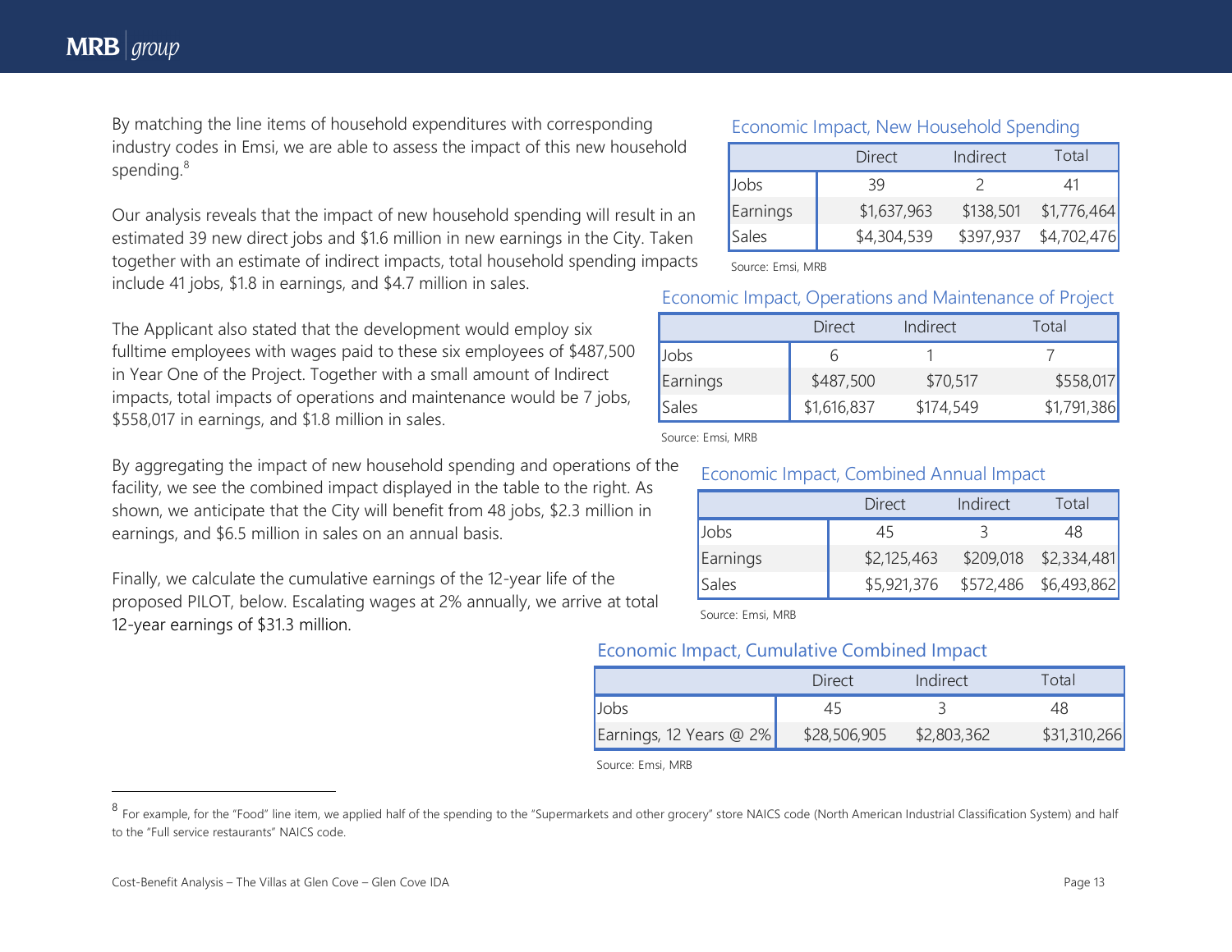By matching the line items of household expenditures with corresponding industry codes in Emsi, we are able to assess the impact of this new household spending.[8]

Our analysis reveals that the impact of new household spending will result in an estimated 39 new direct jobs and $1.6 million in new earnings in the City. Taken together with an estimate of indirect impacts, total household spending impacts include 41 jobs, $1.8 in earnings, and $4.7 million in sales.

**Economic Impact, New Household Spending**

| | Direct | Indirect | Total |
|---|---|---|---|
| Jobs | 39 | 2 | 41 |
| Earnings | $1,637,963 | $138,501 | $1,776,464 |
| Sales | $4,304,539 | $397,937 | $4,702,476 |

Source: Emsi, MRB

The Applicant also stated that the development would employ six fulltime employees with wages paid to these six employees of $487,500 in Year One of the Project. Together with a small amount of Indirect impacts, total impacts of operations and maintenance would be 7 jobs, $558,017 in earnings, and $1.8 million in sales.

**Economic Impact, Operations and Maintenance of Project**

| | Direct | Indirect | Total |
|---|---|---|---|
| Jobs | 6 | 1 | 7 |
| Earnings | $487,500 | $70,517 | $558,017 |
| Sales | $1,616,837 | $174,549 | $1,791,386 |

Source: Emsi, MRB

By aggregating the impact of new household spending and operations of the facility, we see the combined impact displayed in the table to the right. As shown, we anticipate that the City will benefit from 48 jobs, $2.3 million in earnings, and $6.5 million in sales on an annual basis.

**Economic Impact, Combined Annual Impact**

| | Direct | Indirect | Total |
|---|---|---|---|
| Jobs | 45 | 3 | 48 |
| Earnings | $2,125,463 | $209,018 | $2,334,481 |
| Sales | $5,921,376 | $572,486 | $6,493,862 |

Source: Emsi, MRB

Finally, we calculate the cumulative earnings of the 12-year life of the proposed PILOT, below. Escalating wages at 2% annually, we arrive at total 12-year earnings of $31.3 million.

**Economic Impact, Cumulative Combined Impact**

| | Direct | Indirect | Total |
|---|---|---|---|
| Jobs | 45 | 3 | 48 |
| Earnings, 12 Years @ 2% | $28,506,905 | $2,803,362 | $31,310,266 |

Source: Emsi, MRB

---

[8] For example, for the "Food" line item, we applied half of the spending to the "Supermarkets and other grocery" store NAICS code (North American Industrial Classification System) and half to the "Full service restaurants" NAICS code.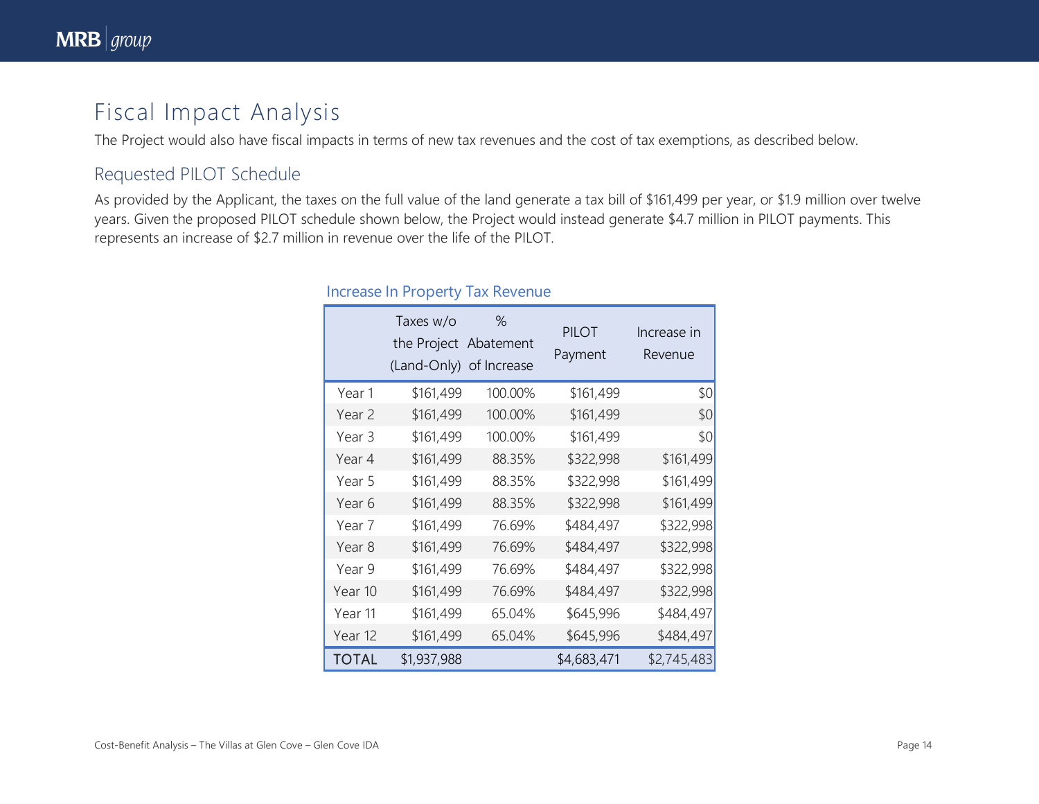# Fiscal Impact Analysis

The Project would also have fiscal impacts in terms of new tax revenues and the cost of tax exemptions, as described below.

## Requested PILOT Schedule

As provided by the Applicant, the taxes on the full value of the land generate a tax bill of $161,499 per year, or $1.9 million over twelve years. Given the proposed PILOT schedule shown below, the Project would instead generate $4.7 million in PILOT payments. This represents an increase of $2.7 million in revenue over the life of the PILOT.

### Increase In Property Tax Revenue

| | Taxes w/o the Project (Land-Only) | % Abatement of Increase | PILOT Payment | Increase in Revenue |
|---|---|---|---|---|
| Year 1 | $161,499 | 100.00% | $161,499 | $0 |
| Year 2 | $161,499 | 100.00% | $161,499 | $0 |
| Year 3 | $161,499 | 100.00% | $161,499 | $0 |
| Year 4 | $161,499 | 88.35% | $322,998 | $161,499 |
| Year 5 | $161,499 | 88.35% | $322,998 | $161,499 |
| Year 6 | $161,499 | 88.35% | $322,998 | $161,499 |
| Year 7 | $161,499 | 76.69% | $484,497 | $322,998 |
| Year 8 | $161,499 | 76.69% | $484,497 | $322,998 |
| Year 9 | $161,499 | 76.69% | $484,497 | $322,998 |
| Year 10 | $161,499 | 76.69% | $484,497 | $322,998 |
| Year 11 | $161,499 | 65.04% | $645,996 | $484,497 |
| Year 12 | $161,499 | 65.04% | $645,996 | $484,497 |
| **TOTAL** | $1,937,988 | | $4,683,471 | $2,745,483 |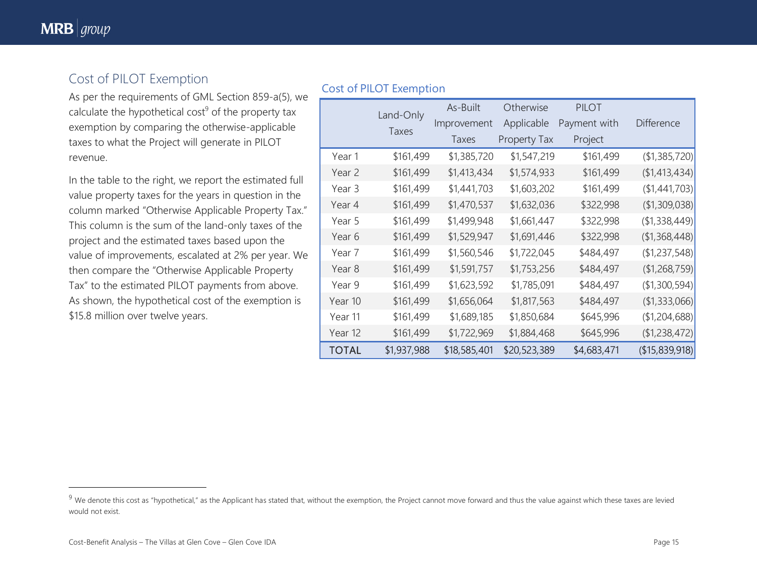## Cost of PILOT Exemption

As per the requirements of GML Section 859-a(5), we calculate the hypothetical cost[9] of the property tax exemption by comparing the otherwise-applicable taxes to what the Project will generate in PILOT revenue.

In the table to the right, we report the estimated full value property taxes for the years in question in the column marked "Otherwise Applicable Property Tax." This column is the sum of the land-only taxes of the project and the estimated taxes based upon the value of improvements, escalated at 2% per year. We then compare the "Otherwise Applicable Property Tax" to the estimated PILOT payments from above. As shown, the hypothetical cost of the exemption is $15.8 million over twelve years.

### Cost of PILOT Exemption

| | Land-Only Taxes | As-Built Improvement Taxes | Otherwise Applicable Property Tax | PILOT Payment with Project | Difference |
|---|---|---|---|---|---|
| Year 1 | $161,499 | $1,385,720 | $1,547,219 | $161,499 | ($1,385,720) |
| Year 2 | $161,499 | $1,413,434 | $1,574,933 | $161,499 | ($1,413,434) |
| Year 3 | $161,499 | $1,441,703 | $1,603,202 | $161,499 | ($1,441,703) |
| Year 4 | $161,499 | $1,470,537 | $1,632,036 | $322,998 | ($1,309,038) |
| Year 5 | $161,499 | $1,499,948 | $1,661,447 | $322,998 | ($1,338,449) |
| Year 6 | $161,499 | $1,529,947 | $1,691,446 | $322,998 | ($1,368,448) |
| Year 7 | $161,499 | $1,560,546 | $1,722,045 | $484,497 | ($1,237,548) |
| Year 8 | $161,499 | $1,591,757 | $1,753,256 | $484,497 | ($1,268,759) |
| Year 9 | $161,499 | $1,623,592 | $1,785,091 | $484,497 | ($1,300,594) |
| Year 10 | $161,499 | $1,656,064 | $1,817,563 | $484,497 | ($1,333,066) |
| Year 11 | $161,499 | $1,689,185 | $1,850,684 | $645,996 | ($1,204,688) |
| Year 12 | $161,499 | $1,722,969 | $1,884,468 | $645,996 | ($1,238,472) |
| TOTAL | $1,937,988 | $18,585,401 | $20,523,389 | $4,683,471 | ($15,839,918) |

[9] We denote this cost as "hypothetical," as the Applicant has stated that, without the exemption, the Project cannot move forward and thus the value against which these taxes are levied would not exist.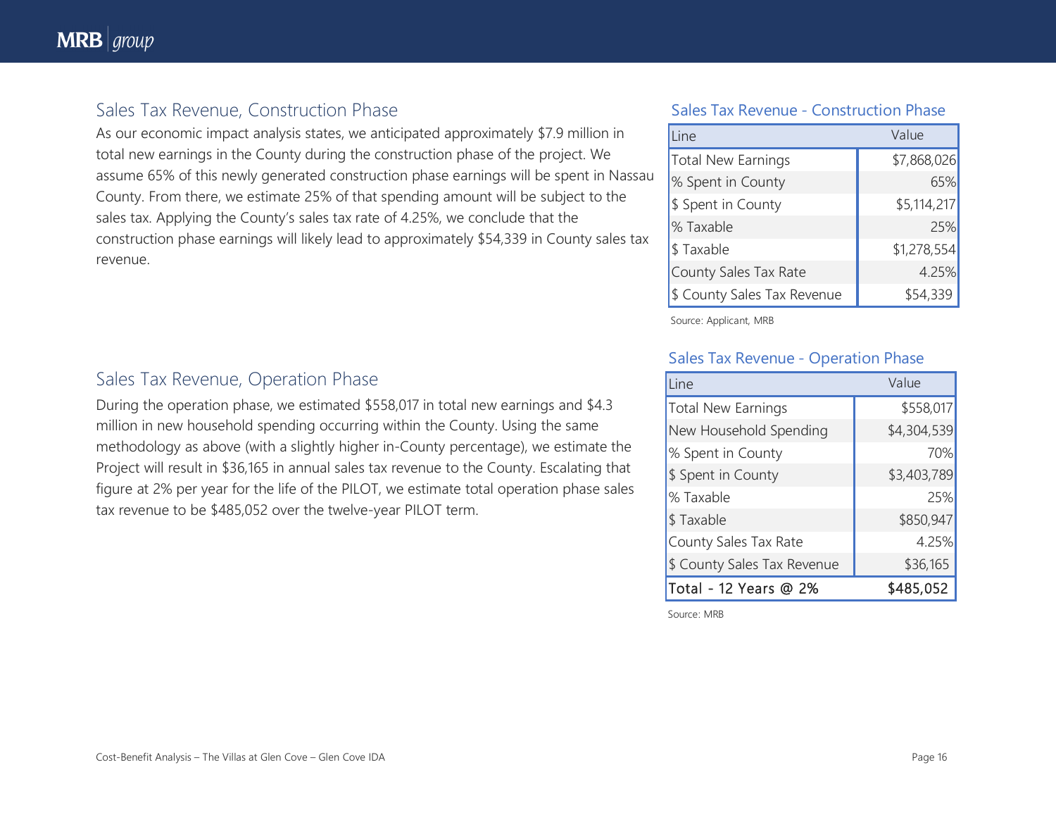## Sales Tax Revenue, Construction Phase

As our economic impact analysis states, we anticipated approximately $7.9 million in total new earnings in the County during the construction phase of the project. We assume 65% of this newly generated construction phase earnings will be spent in Nassau County. From there, we estimate 25% of that spending amount will be subject to the sales tax. Applying the County's sales tax rate of 4.25%, we conclude that the construction phase earnings will likely lead to approximately $54,339 in County sales tax revenue.

### Sales Tax Revenue - Construction Phase

| Line | Value |
|---|---|
| Total New Earnings | $7,868,026 |
| % Spent in County | 65% |
| $ Spent in County | $5,114,217 |
| % Taxable | 25% |
| $ Taxable | $1,278,554 |
| County Sales Tax Rate | 4.25% |
| $ County Sales Tax Revenue | $54,339 |

Source: Applicant, MRB

## Sales Tax Revenue, Operation Phase

During the operation phase, we estimated $558,017 in total new earnings and $4.3 million in new household spending occurring within the County. Using the same methodology as above (with a slightly higher in-County percentage), we estimate the Project will result in $36,165 in annual sales tax revenue to the County. Escalating that figure at 2% per year for the life of the PILOT, we estimate total operation phase sales tax revenue to be $485,052 over the twelve-year PILOT term.

### Sales Tax Revenue - Operation Phase

| Line | Value |
|---|---|
| Total New Earnings | $558,017 |
| New Household Spending | $4,304,539 |
| % Spent in County | 70% |
| $ Spent in County | $3,403,789 |
| % Taxable | 25% |
| $ Taxable | $850,947 |
| County Sales Tax Rate | 4.25% |
| $ County Sales Tax Revenue | $36,165 |
| **Total - 12 Years @ 2%** | **$485,052** |

Source: MRB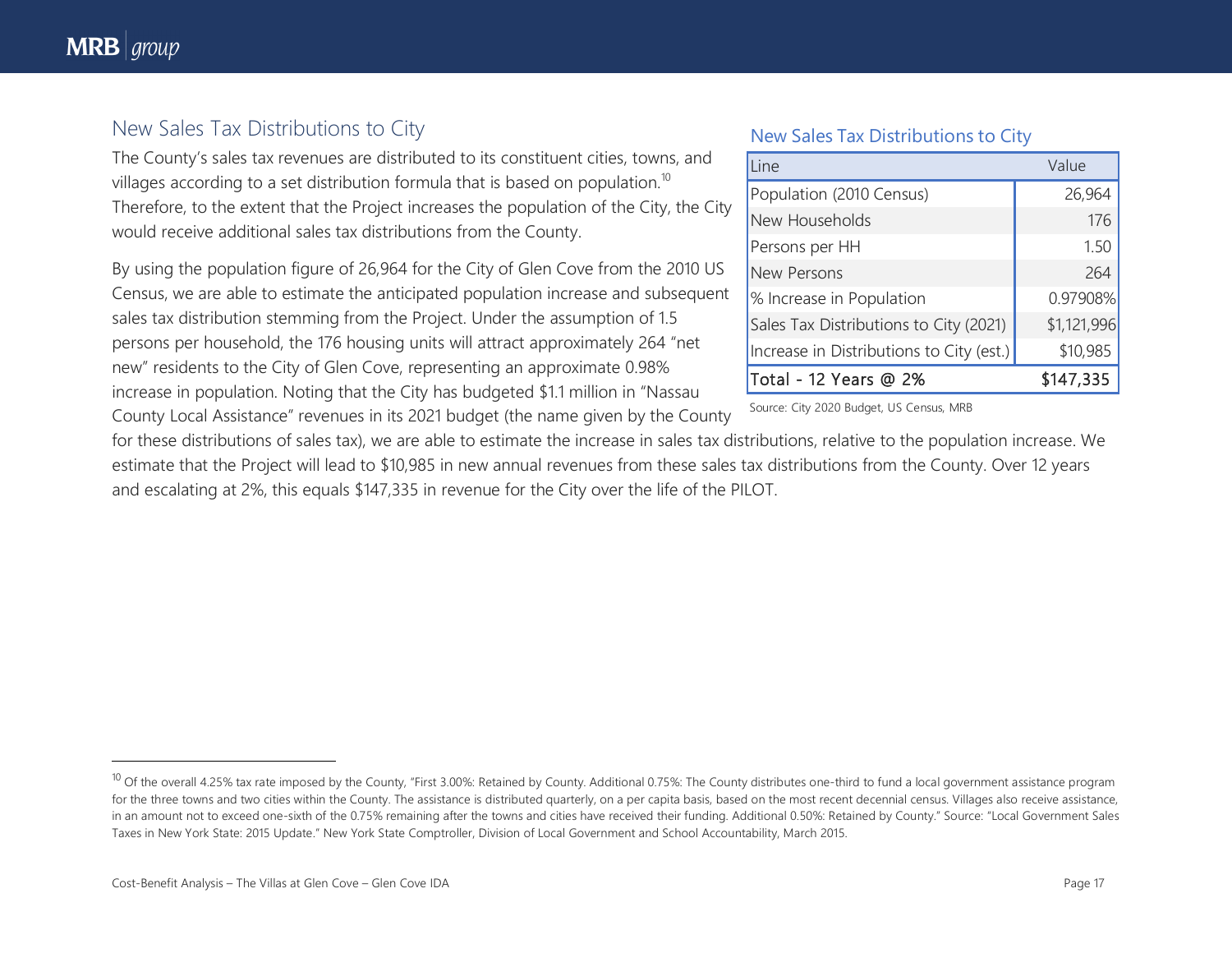## New Sales Tax Distributions to City

The County's sales tax revenues are distributed to its constituent cities, towns, and villages according to a set distribution formula that is based on population.[10] Therefore, to the extent that the Project increases the population of the City, the City would receive additional sales tax distributions from the County.

By using the population figure of 26,964 for the City of Glen Cove from the 2010 US Census, we are able to estimate the anticipated population increase and subsequent sales tax distribution stemming from the Project. Under the assumption of 1.5 persons per household, the 176 housing units will attract approximately 264 "net new" residents to the City of Glen Cove, representing an approximate 0.98% increase in population. Noting that the City has budgeted $1.1 million in "Nassau County Local Assistance" revenues in its 2021 budget (the name given by the County for these distributions of sales tax), we are able to estimate the increase in sales tax distributions, relative to the population increase. We estimate that the Project will lead to $10,985 in new annual revenues from these sales tax distributions from the County. Over 12 years and escalating at 2%, this equals $147,335 in revenue for the City over the life of the PILOT.

### New Sales Tax Distributions to City

| Line | Value |
|---|---|
| Population (2010 Census) | 26,964 |
| New Households | 176 |
| Persons per HH | 1.50 |
| New Persons | 264 |
| % Increase in Population | 0.97908% |
| Sales Tax Distributions to City (2021) | $1,121,996 |
| Increase in Distributions to City (est.) | $10,985 |
| **Total - 12 Years @ 2%** | **$147,335** |

Source: City 2020 Budget, US Census, MRB

---

[10] Of the overall 4.25% tax rate imposed by the County, "First 3.00%: Retained by County. Additional 0.75%: The County distributes one-third to fund a local government assistance program for the three towns and two cities within the County. The assistance is distributed quarterly, on a per capita basis, based on the most recent decennial census. Villages also receive assistance, in an amount not to exceed one-sixth of the 0.75% remaining after the towns and cities have received their funding. Additional 0.50%: Retained by County." Source: "Local Government Sales Taxes in New York State: 2015 Update." New York State Comptroller, Division of Local Government and School Accountability, March 2015.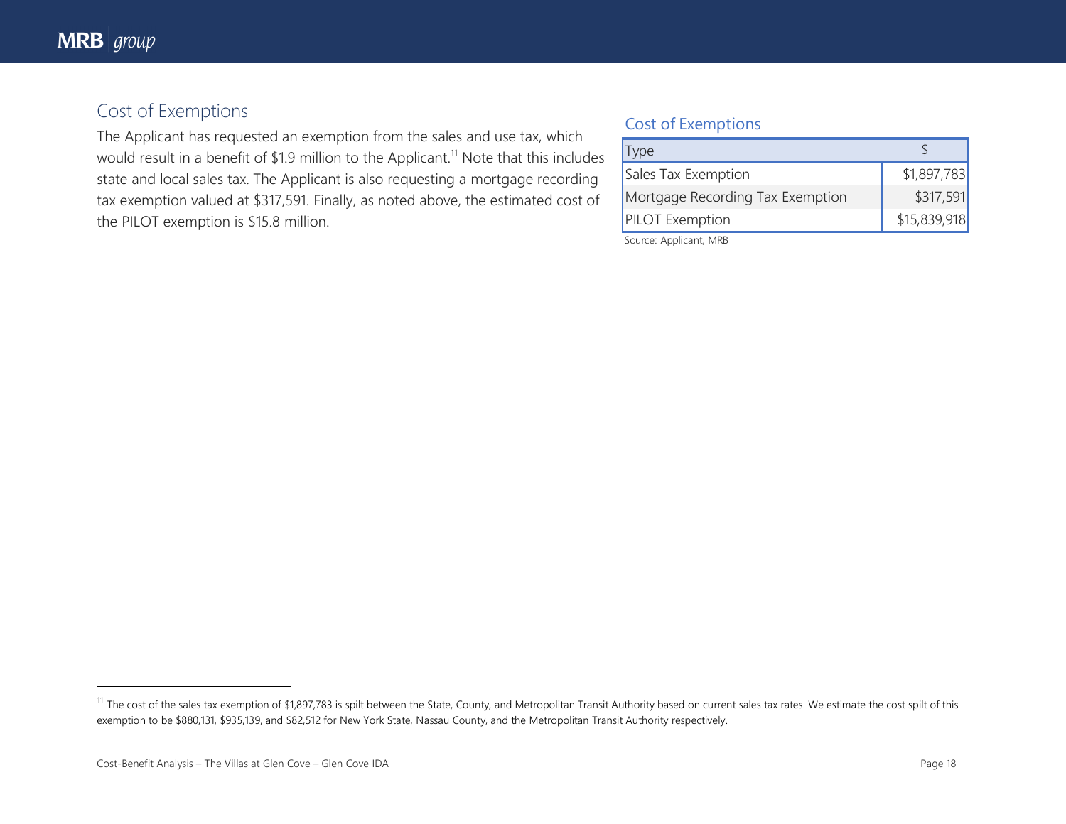## Cost of Exemptions

The Applicant has requested an exemption from the sales and use tax, which would result in a benefit of $1.9 million to the Applicant.[11] Note that this includes state and local sales tax. The Applicant is also requesting a mortgage recording tax exemption valued at $317,591. Finally, as noted above, the estimated cost of the PILOT exemption is $15.8 million.

### Cost of Exemptions

| Type | $ |
|---|---|
| Sales Tax Exemption | $1,897,783 |
| Mortgage Recording Tax Exemption | $317,591 |
| PILOT Exemption | $15,839,918 |

Source: Applicant, MRB

[11] The cost of the sales tax exemption of $1,897,783 is spilt between the State, County, and Metropolitan Transit Authority based on current sales tax rates. We estimate the cost spilt of this exemption to be $880,131, $935,139, and $82,512 for New York State, Nassau County, and the Metropolitan Transit Authority respectively.